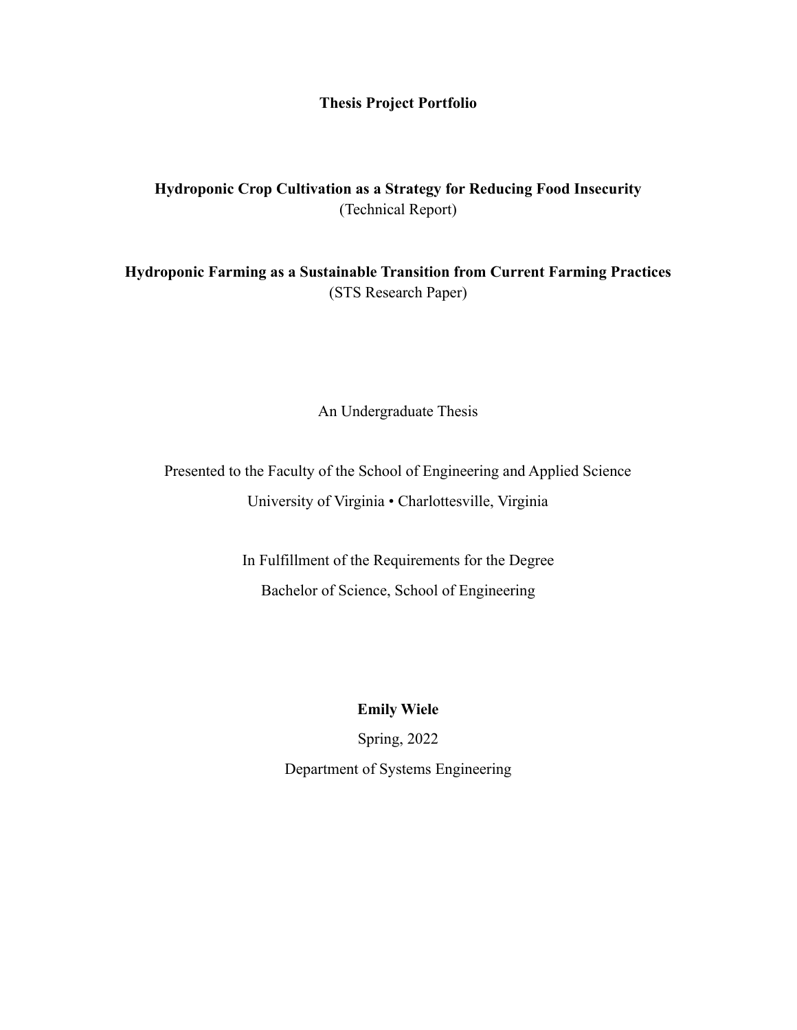# Thesis Project Portfolio

**Hydroponic Crop Cultivation as a Strategy for Reducing Food Insecurity**
(Technical Report)

**Hydroponic Farming as a Sustainable Transition from Current Farming Practices**
(STS Research Paper)

An Undergraduate Thesis

Presented to the Faculty of the School of Engineering and Applied Science
University of Virginia • Charlottesville, Virginia

In Fulfillment of the Requirements for the Degree
Bachelor of Science, School of Engineering

**Emily Wiele**

Spring, 2022

Department of Systems Engineering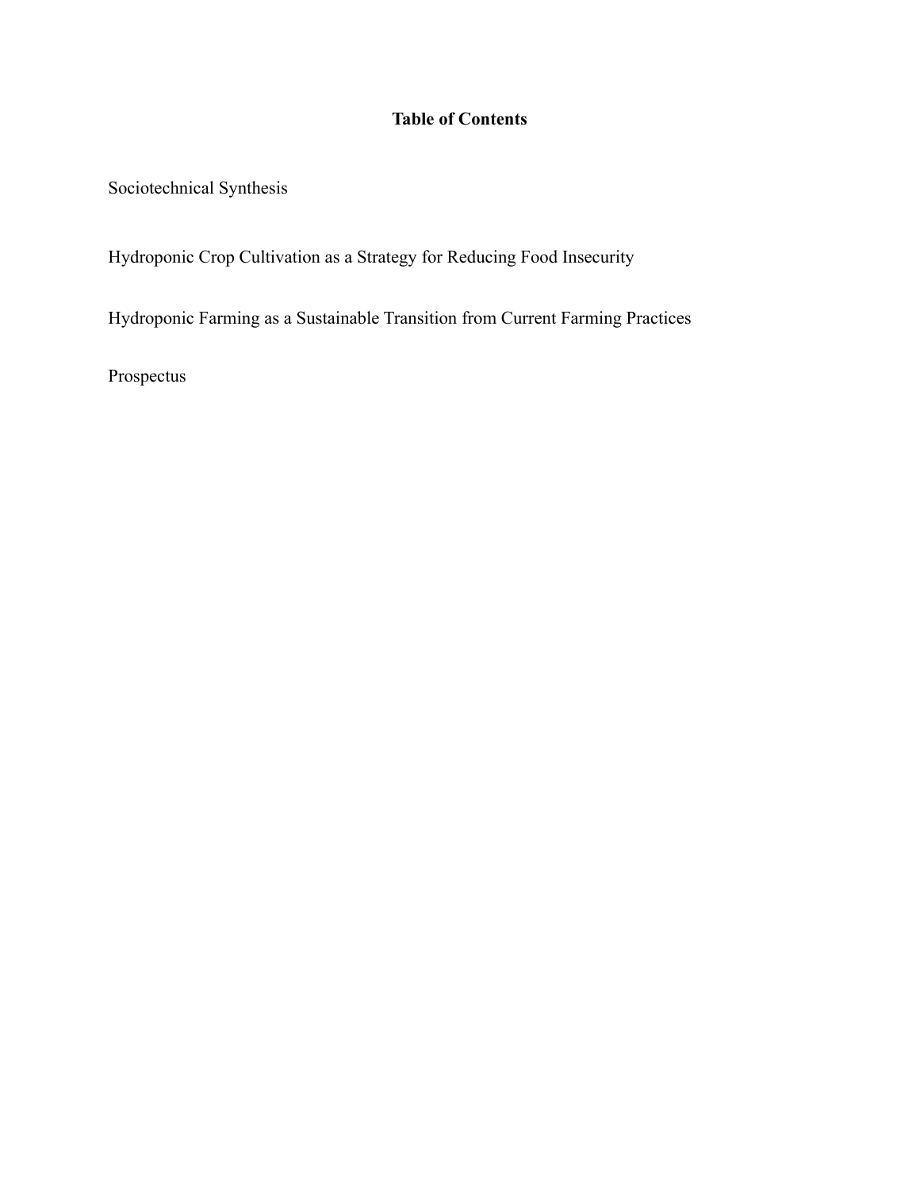**Table of Contents**

Sociotechnical Synthesis

Hydroponic Crop Cultivation as a Strategy for Reducing Food Insecurity

Hydroponic Farming as a Sustainable Transition from Current Farming Practices

Prospectus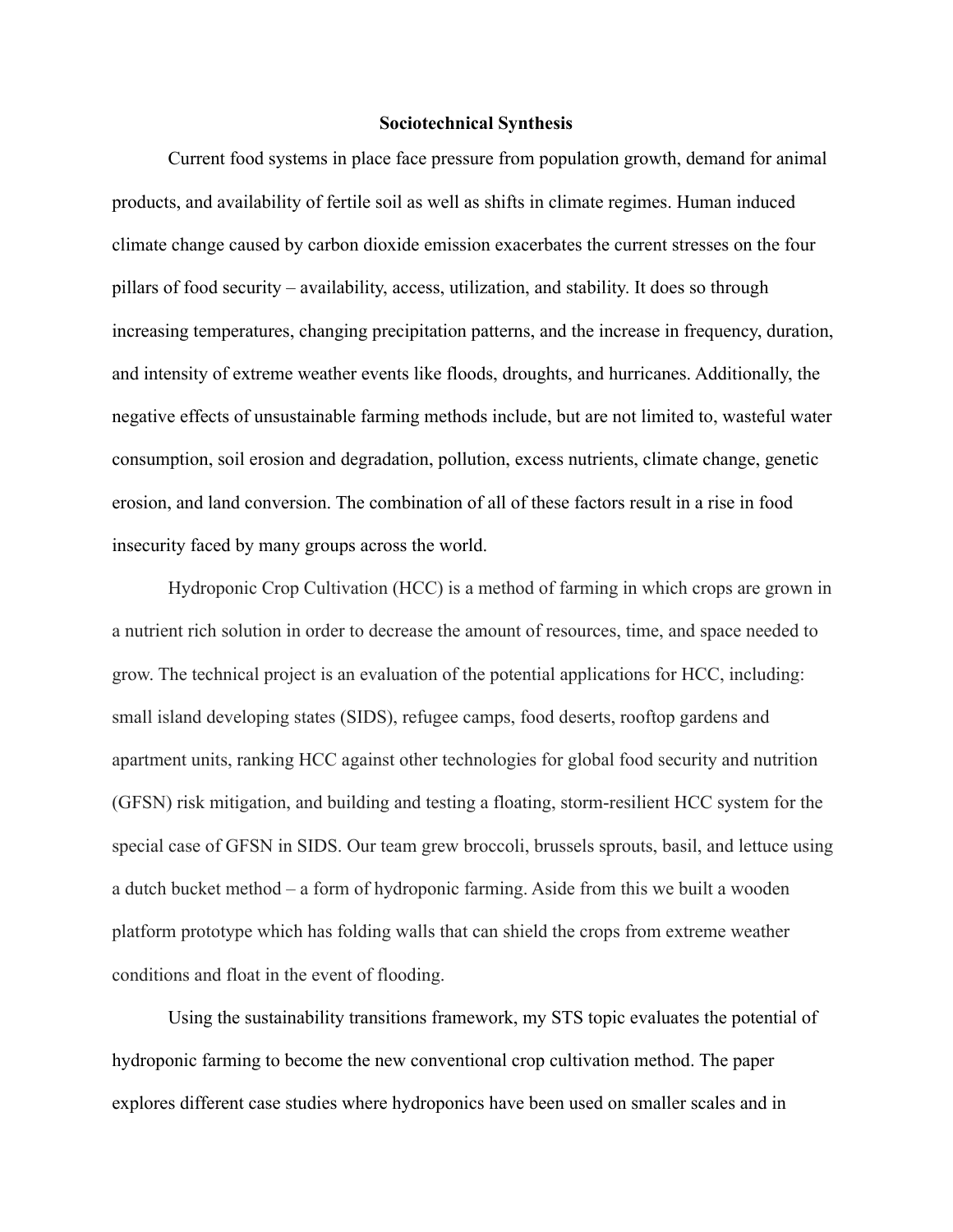# Sociotechnical Synthesis

Current food systems in place face pressure from population growth, demand for animal products, and availability of fertile soil as well as shifts in climate regimes. Human induced climate change caused by carbon dioxide emission exacerbates the current stresses on the four pillars of food security – availability, access, utilization, and stability. It does so through increasing temperatures, changing precipitation patterns, and the increase in frequency, duration, and intensity of extreme weather events like floods, droughts, and hurricanes. Additionally, the negative effects of unsustainable farming methods include, but are not limited to, wasteful water consumption, soil erosion and degradation, pollution, excess nutrients, climate change, genetic erosion, and land conversion. The combination of all of these factors result in a rise in food insecurity faced by many groups across the world.

Hydroponic Crop Cultivation (HCC) is a method of farming in which crops are grown in a nutrient rich solution in order to decrease the amount of resources, time, and space needed to grow. The technical project is an evaluation of the potential applications for HCC, including: small island developing states (SIDS), refugee camps, food deserts, rooftop gardens and apartment units, ranking HCC against other technologies for global food security and nutrition (GFSN) risk mitigation, and building and testing a floating, storm-resilient HCC system for the special case of GFSN in SIDS. Our team grew broccoli, brussels sprouts, basil, and lettuce using a dutch bucket method – a form of hydroponic farming. Aside from this we built a wooden platform prototype which has folding walls that can shield the crops from extreme weather conditions and float in the event of flooding.

Using the sustainability transitions framework, my STS topic evaluates the potential of hydroponic farming to become the new conventional crop cultivation method. The paper explores different case studies where hydroponics have been used on smaller scales and in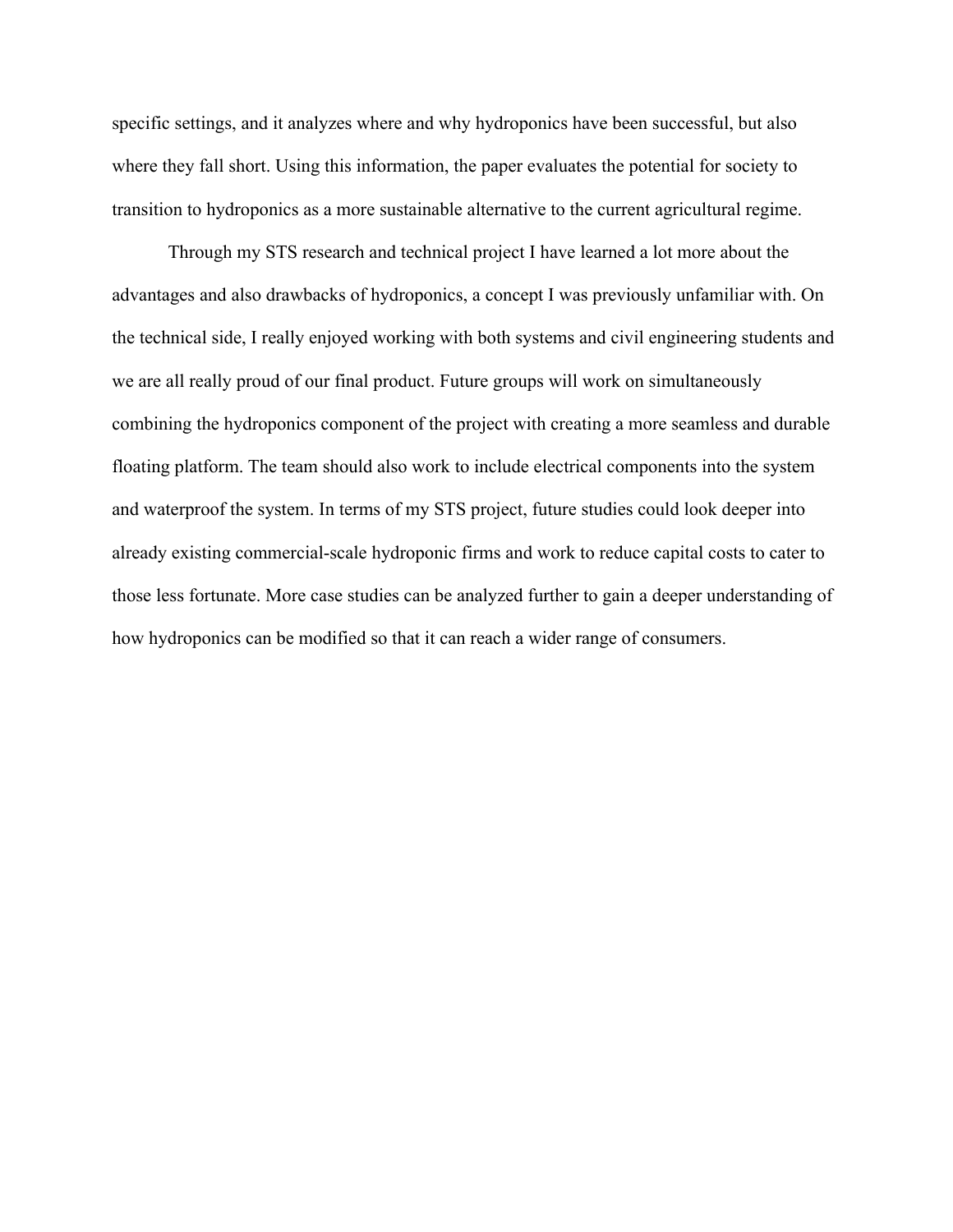specific settings, and it analyzes where and why hydroponics have been successful, but also where they fall short. Using this information, the paper evaluates the potential for society to transition to hydroponics as a more sustainable alternative to the current agricultural regime.

Through my STS research and technical project I have learned a lot more about the advantages and also drawbacks of hydroponics, a concept I was previously unfamiliar with. On the technical side, I really enjoyed working with both systems and civil engineering students and we are all really proud of our final product. Future groups will work on simultaneously combining the hydroponics component of the project with creating a more seamless and durable floating platform. The team should also work to include electrical components into the system and waterproof the system. In terms of my STS project, future studies could look deeper into already existing commercial-scale hydroponic firms and work to reduce capital costs to cater to those less fortunate. More case studies can be analyzed further to gain a deeper understanding of how hydroponics can be modified so that it can reach a wider range of consumers.